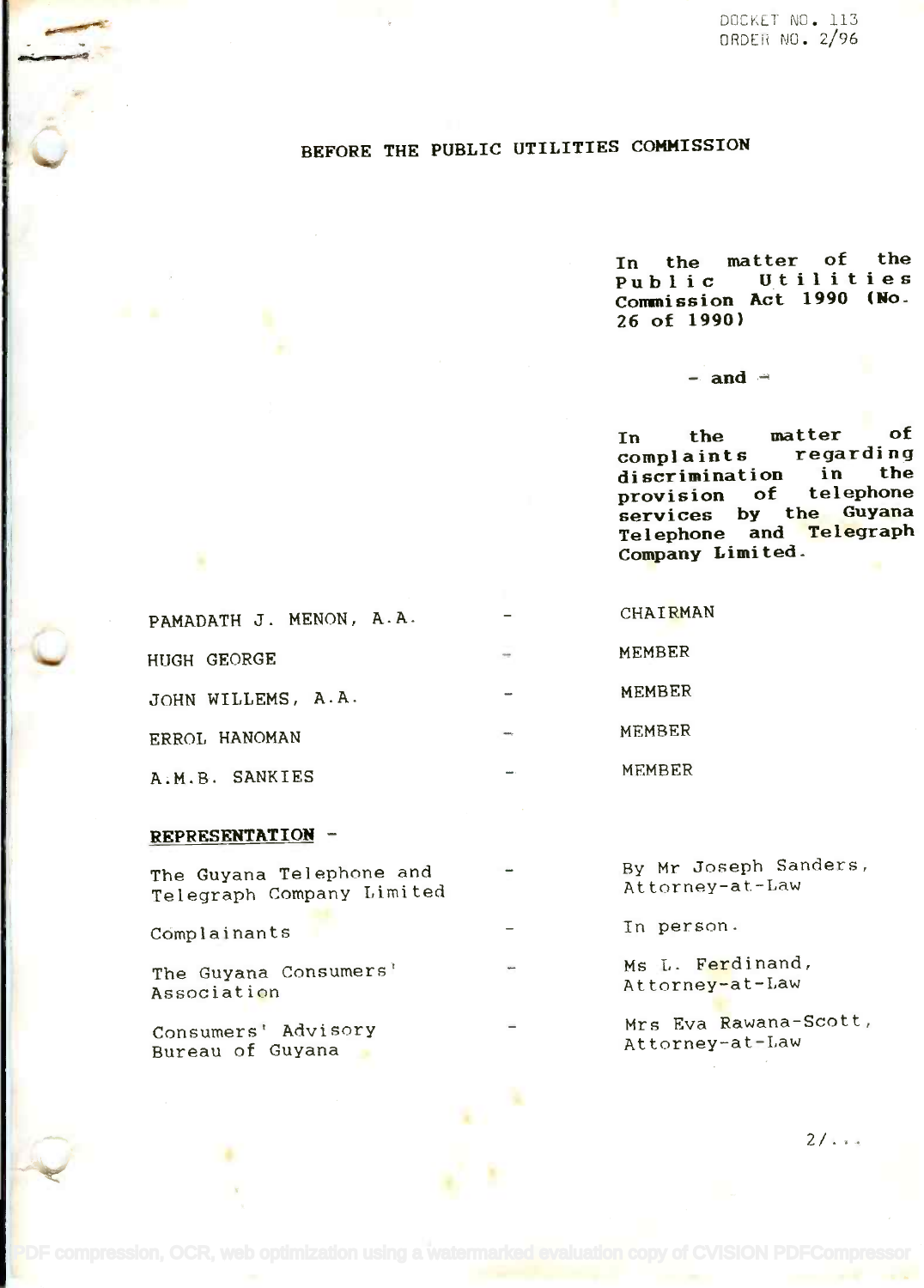DOCKET NO. 113
ORDER NO. 2/96

# BEFORE THE PUBLIC UTILITIES COMMISSION

**In the matter of the Public Utilities Commission Act 1990 (No. 26 of 1990)**

**- and -**

**In the matter of complaints regarding discrimination in the provision of telephone services by the Guyana Telephone and Telegraph Company Limited.**

| | | |
|---|---|---|
| PAMADATH J. MENON, A.A. | - | CHAIRMAN |
| HUGH GEORGE | - | MEMBER |
| JOHN WILLEMS, A.A. | - | MEMBER |
| ERROL HANOMAN | - | MEMBER |
| A.M.B. SANKIES | - | MEMBER |

**REPRESENTATION** -

| | | |
|---|---|---|
| The Guyana Telephone and Telegraph Company Limited | - | By Mr Joseph Sanders, Attorney-at-Law |
| Complainants | - | In person. |
| The Guyana Consumers' Association | - | Ms L. Ferdinand, Attorney-at-Law |
| Consumers' Advisory Bureau of Guyana | - | Mrs Eva Rawana-Scott, Attorney-at-Law |

2/...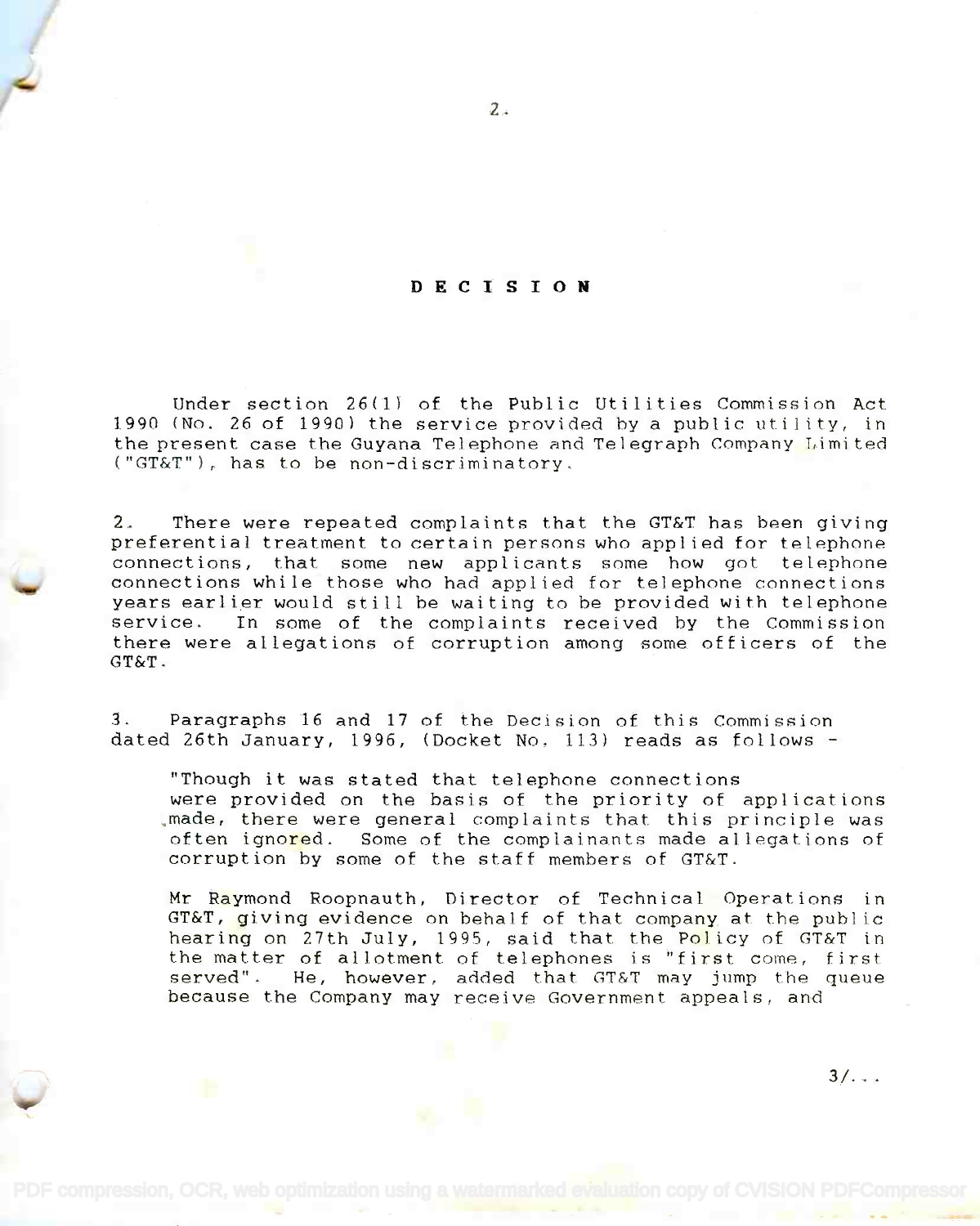# DECISION

Under section 26(1) of the Public Utilities Commission Act 1990 (No. 26 of 1990) the service provided by a public utility, in the present case the Guyana Telephone and Telegraph Company Limited ("GT&T"), has to be non-discriminatory.

2. There were repeated complaints that the GT&T has been giving preferential treatment to certain persons who applied for telephone connections, that some new applicants some how got telephone connections while those who had applied for telephone connections years earlier would still be waiting to be provided with telephone service. In some of the complaints received by the Commission there were allegations of corruption among some officers of the GT&T.

3. Paragraphs 16 and 17 of the Decision of this Commission dated 26th January, 1996, (Docket No. 113) reads as follows -

> "Though it was stated that telephone connections were provided on the basis of the priority of applications made, there were general complaints that this principle was often ignored. Some of the complainants made allegations of corruption by some of the staff members of GT&T.
>
> Mr Raymond Roopnauth, Director of Technical Operations in GT&T, giving evidence on behalf of that company at the public hearing on 27th July, 1995, said that the Policy of GT&T in the matter of allotment of telephones is "first come, first served". He, however, added that GT&T may jump the queue because the Company may receive Government appeals, and

3/...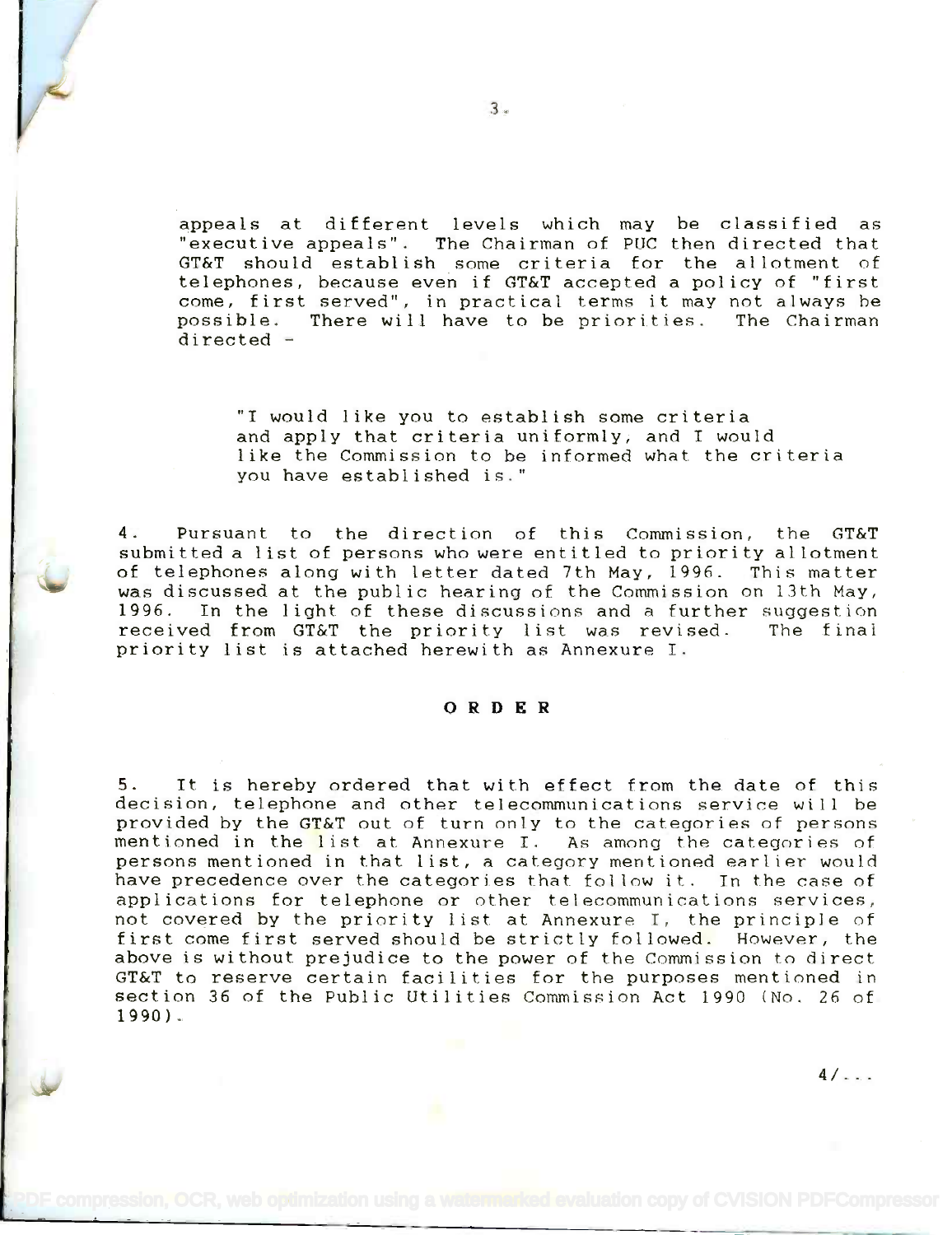appeals at different levels which may be classified as "executive appeals". The Chairman of PUC then directed that GT&T should establish some criteria for the allotment of telephones, because even if GT&T accepted a policy of "first come, first served", in practical terms it may not always be possible. There will have to be priorities. The Chairman directed -

> "I would like you to establish some criteria and apply that criteria uniformly, and I would like the Commission to be informed what the criteria you have established is."

4. Pursuant to the direction of this Commission, the GT&T submitted a list of persons who were entitled to priority allotment of telephones along with letter dated 7th May, 1996. This matter was discussed at the public hearing of the Commission on 13th May, 1996. In the light of these discussions and a further suggestion received from GT&T the priority list was revised. The final priority list is attached herewith as Annexure I.

## O R D E R

5. It is hereby ordered that with effect from the date of this decision, telephone and other telecommunications service will be provided by the GT&T out of turn only to the categories of persons mentioned in the list at Annexure I. As among the categories of persons mentioned in that list, a category mentioned earlier would have precedence over the categories that follow it. In the case of applications for telephone or other telecommunications services, not covered by the priority list at Annexure I, the principle of first come first served should be strictly followed. However, the above is without prejudice to the power of the Commission to direct GT&T to reserve certain facilities for the purposes mentioned in section 36 of the Public Utilities Commission Act 1990 (No. 26 of 1990).

4/...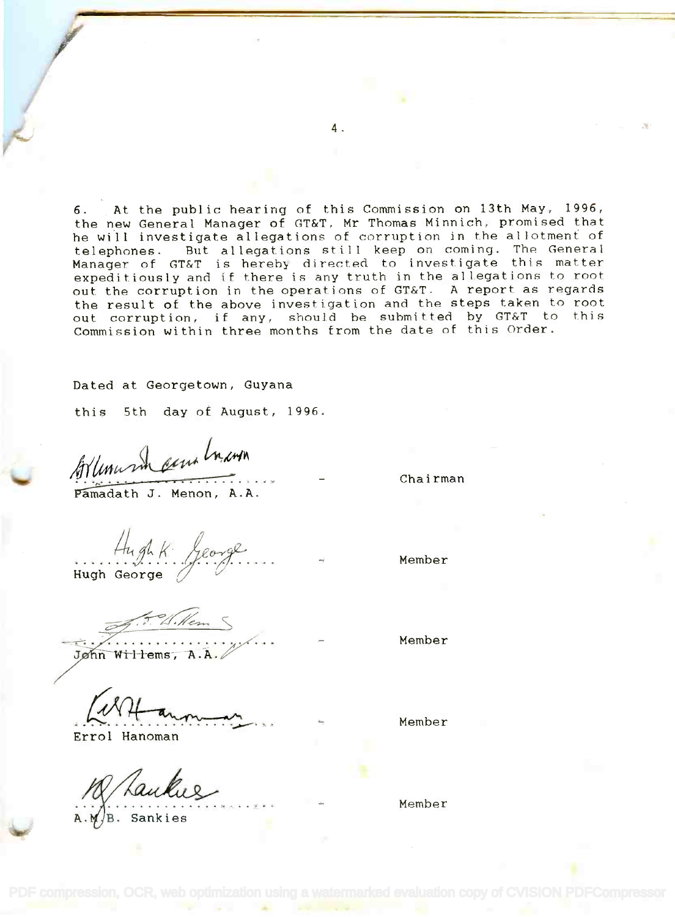6. At the public hearing of this Commission on 13th May, 1996, the new General Manager of GT&T, Mr Thomas Minnich, promised that he will investigate allegations of corruption in the allotment of telephones. But allegations still keep on coming. The General Manager of GT&T is hereby directed to investigate this matter expeditiously and if there is any truth in the allegations to root out the corruption in the operations of GT&T. A report as regards the result of the above investigation and the steps taken to root out corruption, if any, should be submitted by GT&T to this Commission within three months from the date of this Order.

Dated at Georgetown, Guyana

this 5th day of August, 1996.

| | | |
|---|---|---|
| Pamadath J. Menon, A.A. | - | Chairman |
| Hugh George | - | Member |
| John Willems, A.A. | - | Member |
| Errol Hanoman | - | Member |
| A.M.B. Sankies | - | Member |